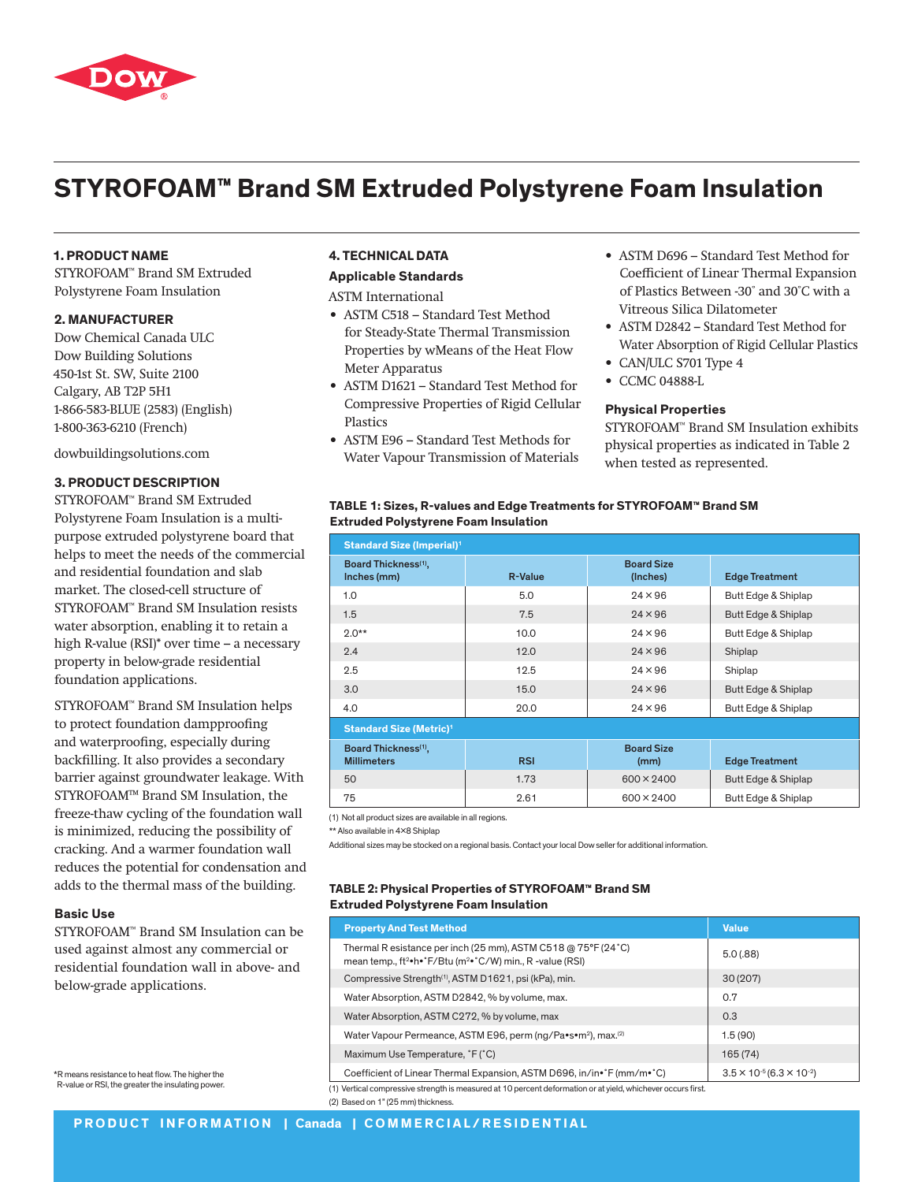# STYROFOAM™ Brand SM Extruded Polystyrene Foam Insulation

### 1. PRODUCT NAME

STYROFOAM™ Brand SM Extruded Polystyrene Foam Insulation

### 2. MANUFACTURER

Dow Chemical Canada ULC
Dow Building Solutions
450-1st St. SW, Suite 2100
Calgary, AB T2P 5H1
1-866-583-BLUE (2583) (English)
1-800-363-6210 (French)

dowbuildingsolutions.com

### 3. PRODUCT DESCRIPTION

STYROFOAM™ Brand SM Extruded Polystyrene Foam Insulation is a multi-purpose extruded polystyrene board that helps to meet the needs of the commercial and residential foundation and slab market. The closed-cell structure of STYROFOAM™ Brand SM Insulation resists water absorption, enabling it to retain a high R-value (RSI)* over time – a necessary property in below-grade residential foundation applications.

STYROFOAM™ Brand SM Insulation helps to protect foundation dampproofing and waterproofing, especially during backfilling. It also provides a secondary barrier against groundwater leakage. With STYROFOAM™ Brand SM Insulation, the freeze-thaw cycling of the foundation wall is minimized, reducing the possibility of cracking. And a warmer foundation wall reduces the potential for condensation and adds to the thermal mass of the building.

**Basic Use**

STYROFOAM™ Brand SM Insulation can be used against almost any commercial or residential foundation wall in above- and below-grade applications.

*R means resistance to heat flow. The higher the R-value or RSI, the greater the insulating power.

### 4. TECHNICAL DATA

**Applicable Standards**

ASTM International

- ASTM C518 – Standard Test Method for Steady-State Thermal Transmission Properties by wMeans of the Heat Flow Meter Apparatus
- ASTM D1621 – Standard Test Method for Compressive Properties of Rigid Cellular Plastics
- ASTM E96 – Standard Test Methods for Water Vapour Transmission of Materials
- ASTM D696 – Standard Test Method for Coefficient of Linear Thermal Expansion of Plastics Between -30° and 30°C with a Vitreous Silica Dilatometer
- ASTM D2842 – Standard Test Method for Water Absorption of Rigid Cellular Plastics
- CAN/ULC S701 Type 4
- CCMC 04888-L

**Physical Properties**

STYROFOAM™ Brand SM Insulation exhibits physical properties as indicated in Table 2 when tested as represented.

**TABLE 1: Sizes, R-values and Edge Treatments for STYROFOAM™ Brand SM Extruded Polystyrene Foam Insulation**

| Standard Size (Imperial)[1] | | | |
|---|---|---|---|
| Board Thickness[1], Inches (mm) | R-Value | Board Size (Inches) | Edge Treatment |
| 1.0 | 5.0 | 24 × 96 | Butt Edge & Shiplap |
| 1.5 | 7.5 | 24 × 96 | Butt Edge & Shiplap |
| 2.0** | 10.0 | 24 × 96 | Butt Edge & Shiplap |
| 2.4 | 12.0 | 24 × 96 | Shiplap |
| 2.5 | 12.5 | 24 × 96 | Shiplap |
| 3.0 | 15.0 | 24 × 96 | Butt Edge & Shiplap |
| 4.0 | 20.0 | 24 × 96 | Butt Edge & Shiplap |
| **Standard Size (Metric)[1]** | | | |
| **Board Thickness[1], Millimeters** | **RSI** | **Board Size (mm)** | **Edge Treatment** |
| 50 | 1.73 | 600 × 2400 | Butt Edge & Shiplap |
| 75 | 2.61 | 600 × 2400 | Butt Edge & Shiplap |

(1) Not all product sizes are available in all regions.
** Also available in 4×8 Shiplap
Additional sizes may be stocked on a regional basis. Contact your local Dow seller for additional information.

**TABLE 2: Physical Properties of STYROFOAM™ Brand SM Extruded Polystyrene Foam Insulation**

| Property And Test Method | Value |
|---|---|
| Thermal R esistance per inch (25 mm), ASTM C518 @ 75°F (24°C) mean temp., ft²•h•°F/Btu (m²•°C/W) min., R -value (RSI) | 5.0 (.88) |
| Compressive Strength[1], ASTM D1621, psi (kPa), min. | 30 (207) |
| Water Absorption, ASTM D2842, % by volume, max. | 0.7 |
| Water Absorption, ASTM C272, % by volume, max | 0.3 |
| Water Vapour Permeance, ASTM E96, perm (ng/Pa•s•m²), max.[2] | 1.5 (90) |
| Maximum Use Temperature, °F (°C) | 165 (74) |
| Coefficient of Linear Thermal Expansion, ASTM D696, in/in•°F (mm/m•°C) | $3.5 \times 10^{-5}$ ($6.3 \times 10^{-2}$) |

(1) Vertical compressive strength is measured at 10 percent deformation or at yield, whichever occurs first.
(2) Based on 1" (25 mm) thickness.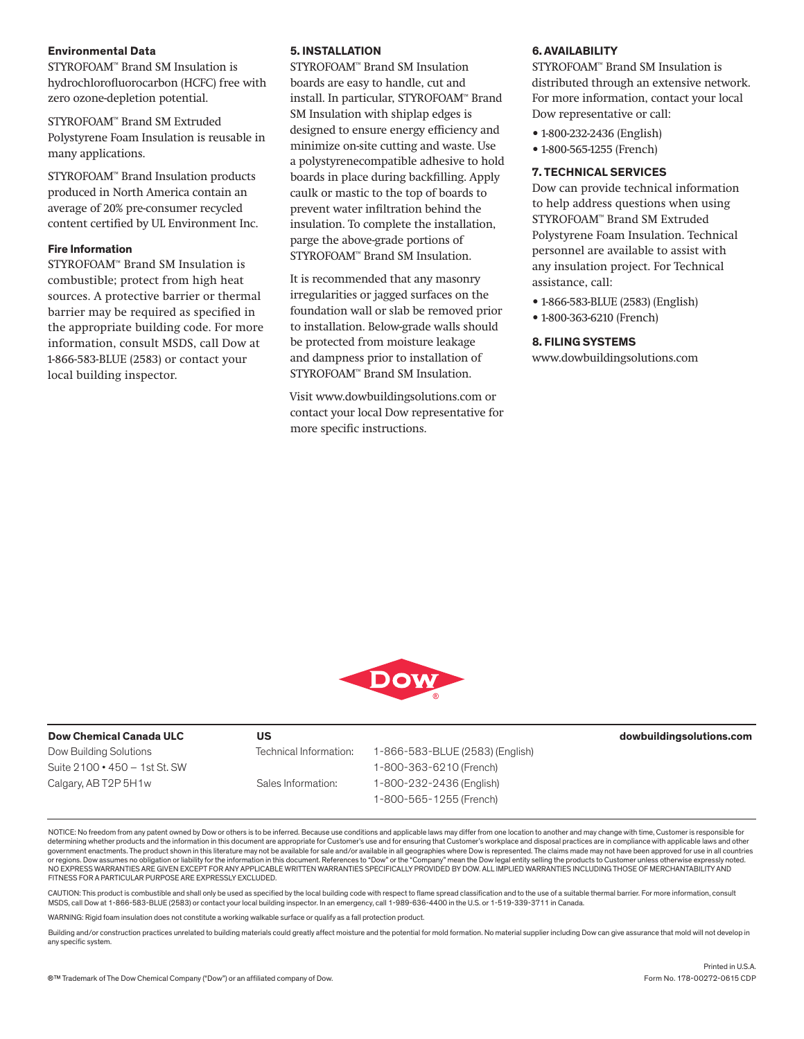**Environmental Data**

STYROFOAM™ Brand SM Insulation is hydrochlorofluorocarbon (HCFC) free with zero ozone-depletion potential.

STYROFOAM™ Brand SM Extruded Polystyrene Foam Insulation is reusable in many applications.

STYROFOAM™ Brand Insulation products produced in North America contain an average of 20% pre-consumer recycled content certified by UL Environment Inc.

**Fire Information**

STYROFOAM™ Brand SM Insulation is combustible; protect from high heat sources. A protective barrier or thermal barrier may be required as specified in the appropriate building code. For more information, consult MSDS, call Dow at 1-866-583-BLUE (2583) or contact your local building inspector.

**5. INSTALLATION**

STYROFOAM™ Brand SM Insulation boards are easy to handle, cut and install. In particular, STYROFOAM™ Brand SM Insulation with shiplap edges is designed to ensure energy efficiency and minimize on-site cutting and waste. Use a polystyrenecompatible adhesive to hold boards in place during backfilling. Apply caulk or mastic to the top of boards to prevent water infiltration behind the insulation. To complete the installation, parge the above-grade portions of STYROFOAM™ Brand SM Insulation.

It is recommended that any masonry irregularities or jagged surfaces on the foundation wall or slab be removed prior to installation. Below-grade walls should be protected from moisture leakage and dampness prior to installation of STYROFOAM™ Brand SM Insulation.

Visit www.dowbuildingsolutions.com or contact your local Dow representative for more specific instructions.

**6. AVAILABILITY**

STYROFOAM™ Brand SM Insulation is distributed through an extensive network. For more information, contact your local Dow representative or call:

- 1-800-232-2436 (English)
- 1-800-565-1255 (French)

**7. TECHNICAL SERVICES**

Dow can provide technical information to help address questions when using STYROFOAM™ Brand SM Extruded Polystyrene Foam Insulation. Technical personnel are available to assist with any insulation project. For Technical assistance, call:

- 1-866-583-BLUE (2583) (English)
- 1-800-363-6210 (French)

**8. FILING SYSTEMS**

www.dowbuildingsolutions.com

DOW ®

**Dow Chemical Canada ULC**
Dow Building Solutions
Suite 2100 • 450 – 1st St. SW
Calgary, AB T2P 5H1w

**US**

Technical Information: 1-866-583-BLUE (2583) (English)
1-800-363-6210 (French)

Sales Information: 1-800-232-2436 (English)
1-800-565-1255 (French)

**dowbuildingsolutions.com**

NOTICE: No freedom from any patent owned by Dow or others is to be inferred. Because use conditions and applicable laws may differ from one location to another and may change with time, Customer is responsible for determining whether products and the information in this document are appropriate for Customer's use and for ensuring that Customer's workplace and disposal practices are in compliance with applicable laws and other government enactments. The product shown in this literature may not be available for sale and/or available in all geographies where Dow is represented. The claims made may not have been approved for use in all countries or regions. Dow assumes no obligation or liability for the information in this document. References to "Dow" or the "Company" mean the Dow legal entity selling the products to Customer unless otherwise expressly noted. NO EXPRESS WARRANTIES ARE GIVEN EXCEPT FOR ANY APPLICABLE WRITTEN WARRANTIES SPECIFICALLY PROVIDED BY DOW. ALL IMPLIED WARRANTIES INCLUDING THOSE OF MERCHANTABILITY AND FITNESS FOR A PARTICULAR PURPOSE ARE EXPRESSLY EXCLUDED.

CAUTION: This product is combustible and shall only be used as specified by the local building code with respect to flame spread classification and to the use of a suitable thermal barrier. For more information, consult MSDS, call Dow at 1-866-583-BLUE (2583) or contact your local building inspector. In an emergency, call 1-989-636-4400 in the U.S. or 1-519-339-3711 in Canada.

WARNING: Rigid foam insulation does not constitute a working walkable surface or qualify as a fall protection product.

Building and/or construction practices unrelated to building materials could greatly affect moisture and the potential for mold formation. No material supplier including Dow can give assurance that mold will not develop in any specific system.

®™ Trademark of The Dow Chemical Company ("Dow") or an affiliated company of Dow.

Printed in U.S.A.
Form No. 178-00272-0615 CDP